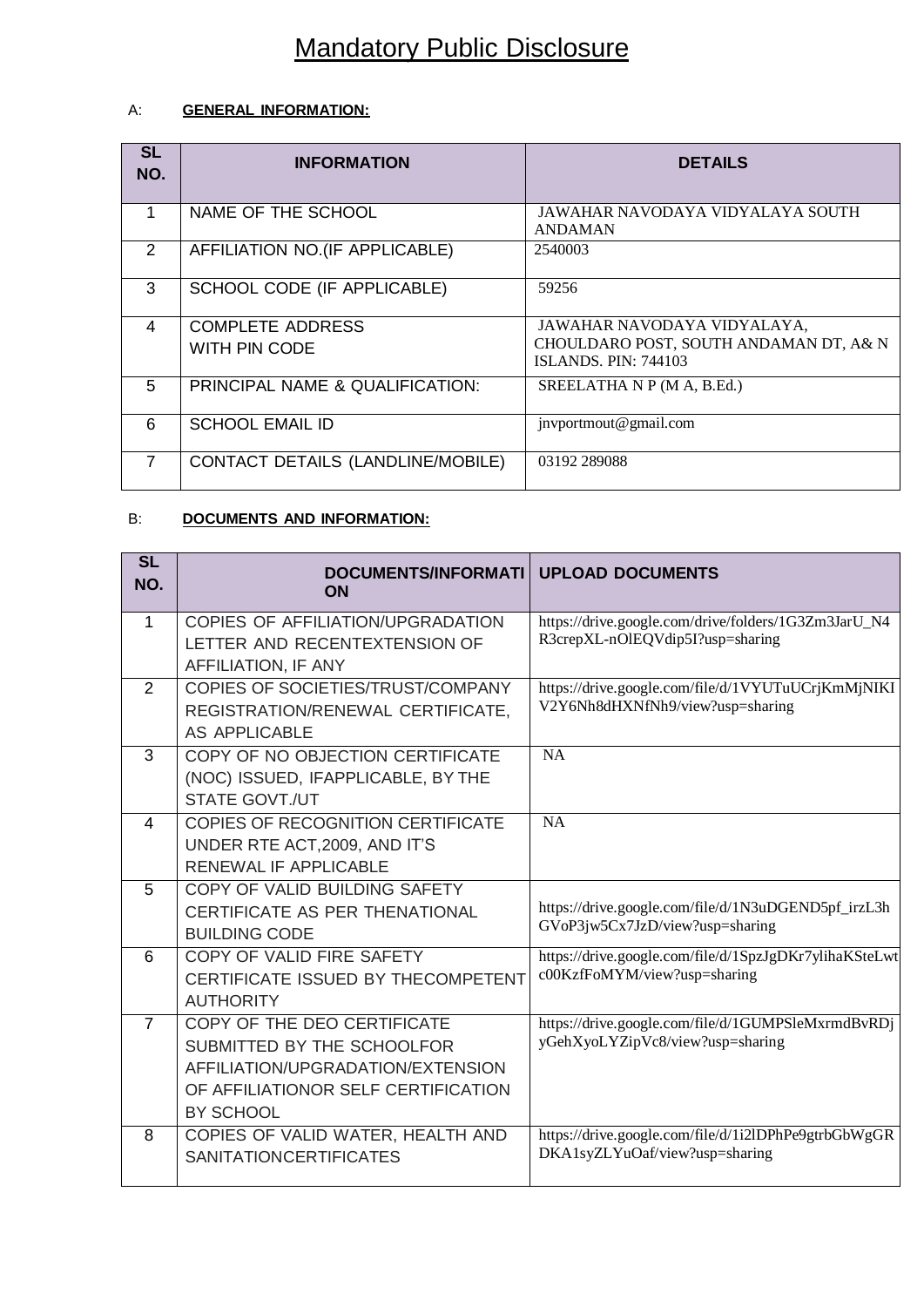# Mandatory Public Disclosure

A: **GENERAL INFORMATION:**

| SL NO. | INFORMATION | DETAILS |
|---|---|---|
| 1 | NAME OF THE SCHOOL | JAWAHAR NAVODAYA VIDYALAYA SOUTH ANDAMAN |
| 2 | AFFILIATION NO.(IF APPLICABLE) | 2540003 |
| 3 | SCHOOL CODE (IF APPLICABLE) | 59256 |
| 4 | COMPLETE ADDRESS WITH PIN CODE | JAWAHAR NAVODAYA VIDYALAYA, CHOULDARO POST, SOUTH ANDAMAN DT, A& N ISLANDS. PIN: 744103 |
| 5 | PRINCIPAL NAME & QUALIFICATION: | SREELATHA N P (M A, B.Ed.) |
| 6 | SCHOOL EMAIL ID | jnvportmout@gmail.com |
| 7 | CONTACT DETAILS (LANDLINE/MOBILE) | 03192 289088 |

B: **DOCUMENTS AND INFORMATION:**

| SL NO. | DOCUMENTS/INFORMATION | UPLOAD DOCUMENTS |
|---|---|---|
| 1 | COPIES OF AFFILIATION/UPGRADATION LETTER AND RECENTEXTENSION OF AFFILIATION, IF ANY | https://drive.google.com/drive/folders/1G3Zm3JarU_N4R3crepXL-nOlEQVdip5I?usp=sharing |
| 2 | COPIES OF SOCIETIES/TRUST/COMPANY REGISTRATION/RENEWAL CERTIFICATE, AS APPLICABLE | https://drive.google.com/file/d/1VYUTuUCrjKmMjNIKIV2Y6Nh8dHXNfNh9/view?usp=sharing |
| 3 | COPY OF NO OBJECTION CERTIFICATE (NOC) ISSUED, IFAPPLICABLE, BY THE STATE GOVT./UT | NA |
| 4 | COPIES OF RECOGNITION CERTIFICATE UNDER RTE ACT,2009, AND IT'S RENEWAL IF APPLICABLE | NA |
| 5 | COPY OF VALID BUILDING SAFETY CERTIFICATE AS PER THENATIONAL BUILDING CODE | https://drive.google.com/file/d/1N3uDGEND5pf_irzL3hGVoP3jw5Cx7JzD/view?usp=sharing |
| 6 | COPY OF VALID FIRE SAFETY CERTIFICATE ISSUED BY THECOMPETENT AUTHORITY | https://drive.google.com/file/d/1SpzJgDKr7ylihaKSteLwtc00KzfFoMYM/view?usp=sharing |
| 7 | COPY OF THE DEO CERTIFICATE SUBMITTED BY THE SCHOOLFOR AFFILIATION/UPGRADATION/EXTENSION OF AFFILIATIONOR SELF CERTIFICATION BY SCHOOL | https://drive.google.com/file/d/1GUMPSleMxrmdBvRDjyGehXyoLYZipVc8/view?usp=sharing |
| 8 | COPIES OF VALID WATER, HEALTH AND SANITATIONCERTIFICATES | https://drive.google.com/file/d/1i2lDPhPe9gtrbGbWgGRDKA1syZLYuOaf/view?usp=sharing |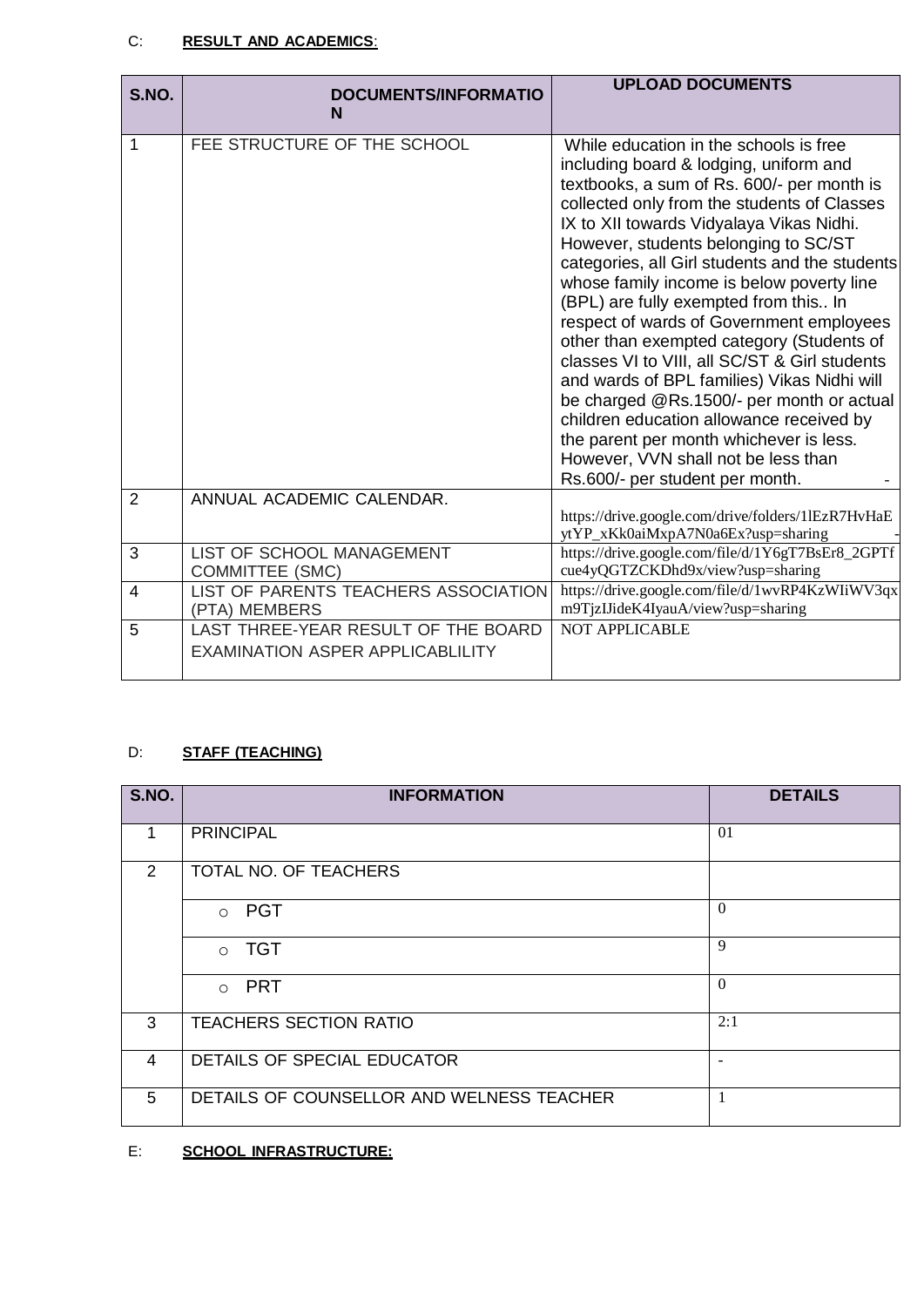C: **RESULT AND ACADEMICS**:

| S.NO. | DOCUMENTS/INFORMATION | UPLOAD DOCUMENTS |
|---|---|---|
| 1 | FEE STRUCTURE OF THE SCHOOL | While education in the schools is free including board & lodging, uniform and textbooks, a sum of Rs. 600/- per month is collected only from the students of Classes IX to XII towards Vidyalaya Vikas Nidhi. However, students belonging to SC/ST categories, all Girl students and the students whose family income is below poverty line (BPL) are fully exempted from this.. In respect of wards of Government employees other than exempted category (Students of classes VI to VIII, all SC/ST & Girl students and wards of BPL families) Vikas Nidhi will be charged @Rs.1500/- per month or actual children education allowance received by the parent per month whichever is less. However, VVN shall not be less than Rs.600/- per student per month. - |
| 2 | ANNUAL ACADEMIC CALENDAR. | https://drive.google.com/drive/folders/1lEzR7HvHaEytYP_xKk0aiMxpA7N0a6Ex?usp=sharing - |
| 3 | LIST OF SCHOOL MANAGEMENT COMMITTEE (SMC) | https://drive.google.com/file/d/1Y6gT7BsEr8_2GPTfcue4yQGTZCKDhd9x/view?usp=sharing |
| 4 | LIST OF PARENTS TEACHERS ASSOCIATION (PTA) MEMBERS | https://drive.google.com/file/d/1wvRP4KzWIiWV3qxm9TjzIJideK4IyauA/view?usp=sharing |
| 5 | LAST THREE-YEAR RESULT OF THE BOARD EXAMINATION ASPER APPLICABLILITY | NOT APPLICABLE |

D: **STAFF (TEACHING)**

| S.NO. | INFORMATION | DETAILS |
|---|---|---|
| 1 | PRINCIPAL | 01 |
| 2 | TOTAL NO. OF TEACHERS | |
| | ○ PGT | 0 |
| | ○ TGT | 9 |
| | ○ PRT | 0 |
| 3 | TEACHERS SECTION RATIO | 2:1 |
| 4 | DETAILS OF SPECIAL EDUCATOR | - |
| 5 | DETAILS OF COUNSELLOR AND WELNESS TEACHER | 1 |

E: **SCHOOL INFRASTRUCTURE:**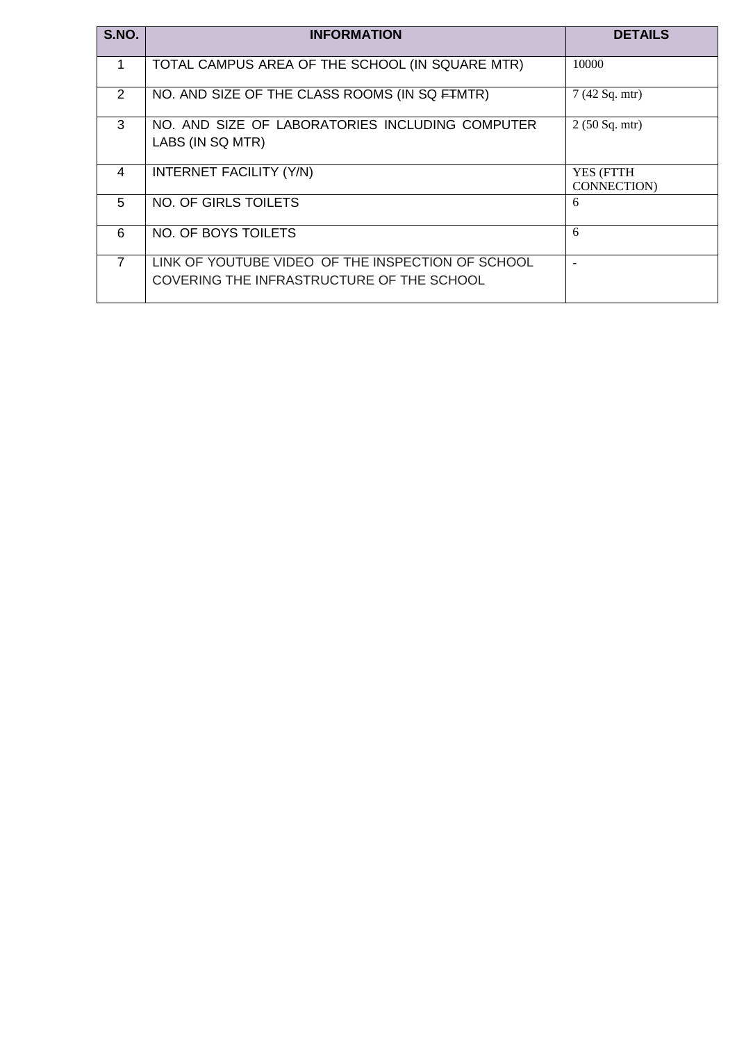| S.NO. | INFORMATION | DETAILS |
| --- | --- | --- |
| 1 | TOTAL CAMPUS AREA OF THE SCHOOL (IN SQUARE MTR) | 10000 |
| 2 | NO. AND SIZE OF THE CLASS ROOMS (IN SQ ~~FT~~MTR) | 7 (42 Sq. mtr) |
| 3 | NO. AND SIZE OF LABORATORIES INCLUDING COMPUTER LABS (IN SQ MTR) | 2 (50 Sq. mtr) |
| 4 | INTERNET FACILITY (Y/N) | YES (FTTH CONNECTION) |
| 5 | NO. OF GIRLS TOILETS | 6 |
| 6 | NO. OF BOYS TOILETS | 6 |
| 7 | LINK OF YOUTUBE VIDEO OF THE INSPECTION OF SCHOOL COVERING THE INFRASTRUCTURE OF THE SCHOOL | - |